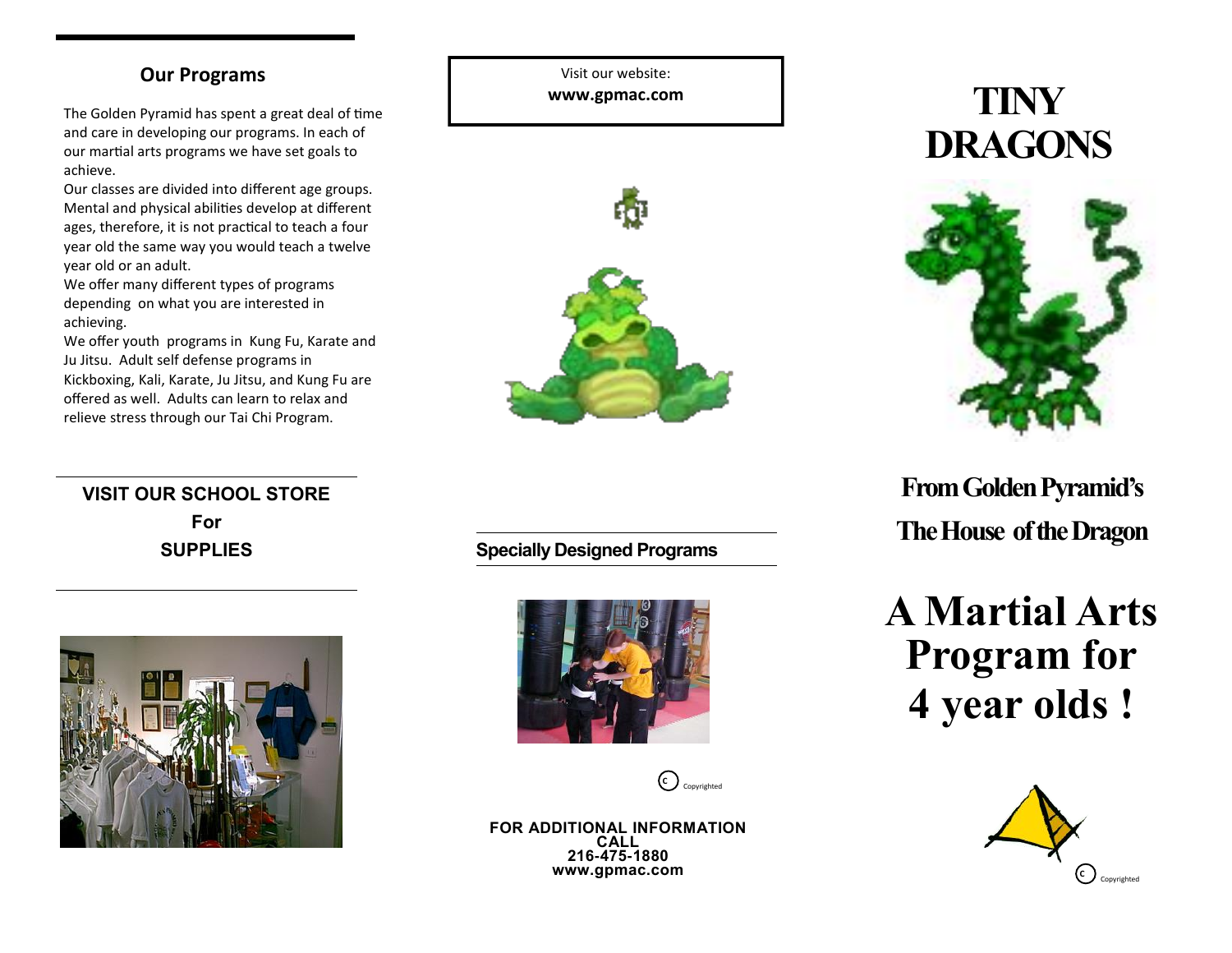## Our Programs

The Golden Pyramid has spent a great deal of time and care in developing our programs. In each of our martial arts programs we have set goals to achieve.

Our classes are divided into different age groups. Mental and physical abilities develop at different ages, therefore, it is not practical to teach a four year old the same way you would teach a twelve year old or an adult.

We offer many different types of programs depending on what you are interested in achieving.

We offer youth programs in Kung Fu, Karate and Ju Jitsu. Adult self defense programs in Kickboxing, Kali, Karate, Ju Jitsu, and Kung Fu are offered as well. Adults can learn to relax and relieve stress through our Tai Chi Program.

**VISIT OUR SCHOOL STORE**
**For**
**SUPPLIES**

Visit our website:
**www.gpmac.com**

**Specially Designed Programs**

Copyrighted

**FOR ADDITIONAL INFORMATION**
**CALL**
**216-475-1880**
**www.gpmac.com**

# TINY DRAGONS

## From Golden Pyramid's The House of the Dragon

# A Martial Arts Program for 4 year olds !

Copyrighted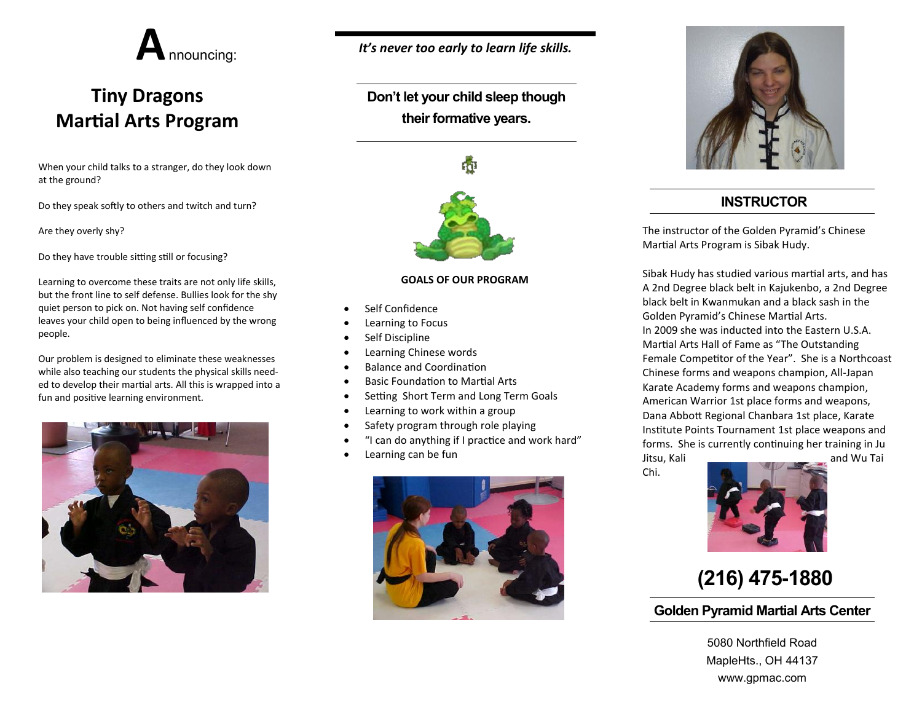# Announcing:

## Tiny Dragons Martial Arts Program

When your child talks to a stranger, do they look down at the ground?

Do they speak softly to others and twitch and turn?

Are they overly shy?

Do they have trouble sitting still or focusing?

Learning to overcome these traits are not only life skills, but the front line to self defense. Bullies look for the shy quiet person to pick on. Not having self confidence leaves your child open to being influenced by the wrong people.

Our problem is designed to eliminate these weaknesses while also teaching our students the physical skills needed to develop their martial arts. All this is wrapped into a fun and positive learning environment.

*It's never too early to learn life skills.*

**Don't let your child sleep though their formative years.**

**GOALS OF OUR PROGRAM**

- Self Confidence
- Learning to Focus
- Self Discipline
- Learning Chinese words
- Balance and Coordination
- Basic Foundation to Martial Arts
- Setting Short Term and Long Term Goals
- Learning to work within a group
- Safety program through role playing
- "I can do anything if I practice and work hard"
- Learning can be fun

## INSTRUCTOR

The instructor of the Golden Pyramid's Chinese Martial Arts Program is Sibak Hudy.

Sibak Hudy has studied various martial arts, and has A 2nd Degree black belt in Kajukenbo, a 2nd Degree black belt in Kwanmukan and a black sash in the Golden Pyramid's Chinese Martial Arts.
In 2009 she was inducted into the Eastern U.S.A. Martial Arts Hall of Fame as "The Outstanding Female Competitor of the Year". She is a Northcoast Chinese forms and weapons champion, All-Japan Karate Academy forms and weapons champion, American Warrior 1st place forms and weapons, Dana Abbott Regional Chanbara 1st place, Karate Institute Points Tournament 1st place weapons and forms. She is currently continuing her training in Ju Jitsu, Kali and Wu Tai Chi.

**(216) 475-1880**

**Golden Pyramid Martial Arts Center**

5080 Northfield Road
MapleHts., OH 44137
www.gpmac.com